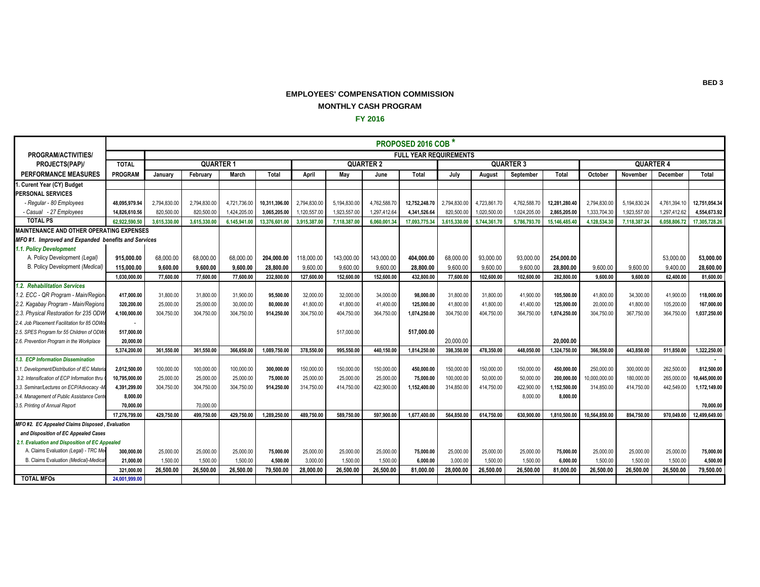BED 3

# EMPLOYEES' COMPENSATION COMMISSION

## MONTHLY CASH PROGRAM

### FY 2016

| PROGRAM/ACTIVITIES/ PROJECTS(PAP)/ PERFORMANCE MEASURES | PROPOSED 2016 COB * | | | | | | | | | | | | | | | | |
|---|---|---|---|---|---|---|---|---|---|---|---|---|---|---|---|---|---|
| | TOTAL PROGRAM | FULL YEAR REQUIREMENTS | | | | | | | | | | | | | | | |
| | | QUARTER 1 | | | | QUARTER 2 | | | | QUARTER 3 | | | | QUARTER 4 | | | |
| | | January | February | March | Total | April | May | June | Total | July | August | September | Total | October | November | December | Total |
| 1. Curent Year (CY) Budget | | | | | | | | | | | | | | | | | |
| PERSONAL SERVICES | | | | | | | | | | | | | | | | | |
| - Regular - 80 Employees | 48,095,979.94 | 2,794,830.00 | 2,794,830.00 | 4,721,736.00 | 10,311,396.00 | 2,794,830.00 | 5,194,830.00 | 4,762,588.70 | 12,752,248.70 | 2,794,830.00 | 4,723,861.70 | 4,762,588.70 | 12,281,280.40 | 2,794,830.00 | 5,194,830.24 | 4,761,394.10 | 12,751,054.34 |
| - Casual - 27 Employees | 14,826,610.56 | 820,500.00 | 820,500.00 | 1,424,205.00 | 3,065,205.00 | 1,120,557.00 | 1,923,557.00 | 1,297,412.64 | 4,341,526.64 | 820,500.00 | 1,020,500.00 | 1,024,205.00 | 2,865,205.00 | 1,333,704.30 | 1,923,557.00 | 1,297,412.62 | 4,554,673.92 |
| TOTAL PS | 62,922,590.50 | 3,615,330.00 | 3,615,330.00 | 6,145,941.00 | 13,376,601.00 | 3,915,387.00 | 7,118,387.00 | 6,060,001.34 | 17,093,775.34 | 3,615,330.00 | 5,744,361.70 | 5,786,793.70 | 15,146,485.40 | 4,128,534.30 | 7,118,387.24 | 6,058,806.72 | 17,305,728.26 |
| MAINTENANCE AND OTHER OPERATING EXPENSES | | | | | | | | | | | | | | | | | |
| *MFO #1. Improved and Expanded benefits and Services* | | | | | | | | | | | | | | | | | |
| *1.1. Policy Development* | | | | | | | | | | | | | | | | | |
| A. Policy Development *(Legal)* | 915,000.00 | 68,000.00 | 68,000.00 | 68,000.00 | 204,000.00 | 118,000.00 | 143,000.00 | 143,000.00 | 404,000.00 | 68,000.00 | 93,000.00 | 93,000.00 | 254,000.00 | | | 53,000.00 | 53,000.00 |
| B. Policy Development *(Medical)* | 115,000.00 | 9,600.00 | 9,600.00 | 9,600.00 | 28,800.00 | 9,600.00 | 9,600.00 | 9,600.00 | 28,800.00 | 9,600.00 | 9,600.00 | 9,600.00 | 28,800.00 | 9,600.00 | 9,600.00 | 9,400.00 | 28,600.00 |
| | 1,030,000.00 | 77,600.00 | 77,600.00 | 77,600.00 | 232,800.00 | 127,600.00 | 152,600.00 | 152,600.00 | 432,800.00 | 77,600.00 | 102,600.00 | 102,600.00 | 282,800.00 | 9,600.00 | 9,600.00 | 62,400.00 | 81,600.00 |
| *1.2. Rehabilitation Services* | | | | | | | | | | | | | | | | | |
| *1.2. ECC - QR Program - Main/Region* | 417,000.00 | 31,800.00 | 31,800.00 | 31,900.00 | 95,500.00 | 32,000.00 | 32,000.00 | 34,000.00 | 98,000.00 | 31,800.00 | 31,800.00 | 41,900.00 | 105,500.00 | 41,800.00 | 34,300.00 | 41,900.00 | 118,000.00 |
| *2.2. Kagabay Program - Main/Regions* | 320,200.00 | 25,000.00 | 25,000.00 | 30,000.00 | 80,000.00 | 41,800.00 | 41,800.00 | 41,400.00 | 125,000.00 | 41,800.00 | 41,800.00 | 41,400.00 | 125,000.00 | 20,000.00 | 41,800.00 | 105,200.00 | 167,000.00 |
| *2.3. Physical Restoration for 235 ODW* | 4,100,000.00 | 304,750.00 | 304,750.00 | 304,750.00 | 914,250.00 | 304,750.00 | 404,750.00 | 364,750.00 | 1,074,250.00 | 304,750.00 | 404,750.00 | 364,750.00 | 1,074,250.00 | 304,750.00 | 367,750.00 | 364,750.00 | 1,037,250.00 |
| *2.4. Job Placement Facilitation for 85 ODWs* | - | | | | | | | | | | | | | | | | |
| *2.5. SPES Program for 55 Children of ODWs* | 517,000.00 | | | | | | 517,000.00 | | 517,000.00 | | | | | | | | |
| *2.6. Prevention Program in the Workplace* | 20,000.00 | | | | | | | | | 20,000.00 | | | 20,000.00 | | | | |
| | 5,374,200.00 | 361,550.00 | 361,550.00 | 366,650.00 | 1,089,750.00 | 378,550.00 | 995,550.00 | 440,150.00 | 1,814,250.00 | 398,350.00 | 478,350.00 | 448,050.00 | 1,324,750.00 | 366,550.00 | 443,850.00 | 511,850.00 | 1,322,250.00 |
| *1.3. ECP Information Dissemination* | | | | | | | | | | | | | | | | | - |
| *3.1. Development/Distribution of IEC Materia* | 2,012,500.00 | 100,000.00 | 100,000.00 | 100,000.00 | 300,000.00 | 150,000.00 | 150,000.00 | 150,000.00 | 450,000.00 | 150,000.00 | 150,000.00 | 150,000.00 | 450,000.00 | 250,000.00 | 300,000.00 | 262,500.00 | 812,500.00 |
| *3.2. Intensification of ECP Information thru* | 10,795,000.00 | 25,000.00 | 25,000.00 | 25,000.00 | 75,000.00 | 25,000.00 | 25,000.00 | 25,000.00 | 75,000.00 | 100,000.00 | 50,000.00 | 50,000.00 | 200,000.00 | 10,000,000.00 | 180,000.00 | 265,000.00 | 10,445,000.00 |
| *3.3. Seminar/Lectures on ECP/Advocacy -M* | 4,391,299.00 | 304,750.00 | 304,750.00 | 304,750.00 | 914,250.00 | 314,750.00 | 414,750.00 | 422,900.00 | 1,152,400.00 | 314,850.00 | 414,750.00 | 422,900.00 | 1,152,500.00 | 314,850.00 | 414,750.00 | 442,549.00 | 1,172,149.00 |
| *3.4. Management of Public Assistance Cente* | 8,000.00 | | | | | | | | | | | 8,000.00 | 8,000.00 | | | | |
| *3.5. Printing of Annual Report* | 70,000.00 | | 70,000.00 | | | | | | | | | | | | | | 70,000.00 |
| | 17,276,799.00 | 429,750.00 | 499,750.00 | 429,750.00 | 1,289,250.00 | 489,750.00 | 589,750.00 | 597,900.00 | 1,677,400.00 | 564,850.00 | 614,750.00 | 630,900.00 | 1,810,500.00 | 10,564,850.00 | 894,750.00 | 970,049.00 | 12,499,649.00 |
| *MFO #2. EC Appealed Claims Disposed , Evaluation and Disposition of EC Appealed Cases* | | | | | | | | | | | | | | | | | |
| *2.1. Evaluation and Disposition of EC Appealed* | | | | | | | | | | | | | | | | | |
| A. Claims Evaluation *(Legal) - TRC Me* | 300,000.00 | 25,000.00 | 25,000.00 | 25,000.00 | 75,000.00 | 25,000.00 | 25,000.00 | 25,000.00 | 75,000.00 | 25,000.00 | 25,000.00 | 25,000.00 | 75,000.00 | 25,000.00 | 25,000.00 | 25,000.00 | 75,000.00 |
| B. Claims Evaluation *(Medical)-Medica* | 21,000.00 | 1,500.00 | 1,500.00 | 1,500.00 | 4,500.00 | 3,000.00 | 1,500.00 | 1,500.00 | 6,000.00 | 3,000.00 | 1,500.00 | 1,500.00 | 6,000.00 | 1,500.00 | 1,500.00 | 1,500.00 | 4,500.00 |
| | 321,000.00 | 26,500.00 | 26,500.00 | 26,500.00 | 79,500.00 | 28,000.00 | 26,500.00 | 26,500.00 | 81,000.00 | 28,000.00 | 26,500.00 | 26,500.00 | 81,000.00 | 26,500.00 | 26,500.00 | 26,500.00 | 79,500.00 |
| TOTAL MFOs | 24,001,999.00 | | | | | | | | | | | | | | | | |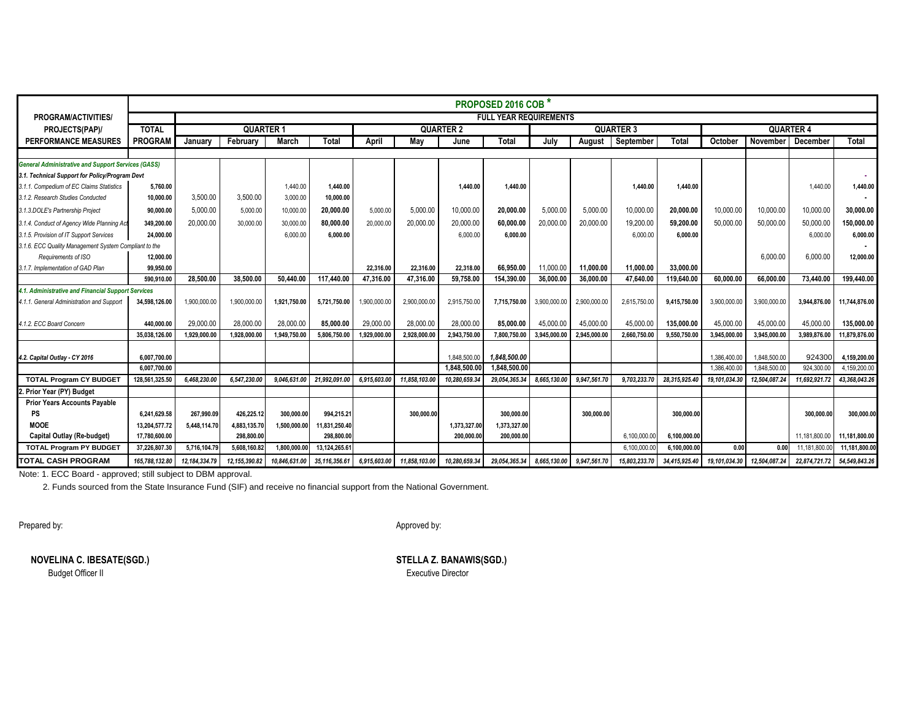| PROGRAM/ACTIVITIES/ PROJECTS(PAP)/ PERFORMANCE MEASURES | PROPOSED 2016 COB * | | | | | | | | | | | | | | | | |
|---|---|---|---|---|---|---|---|---|---|---|---|---|---|---|---|---|---|
| | | FULL YEAR REQUIREMENTS | | | | | | | | | | | | | | | |
| | TOTAL PROGRAM | QUARTER 1 | | | | QUARTER 2 | | | | QUARTER 3 | | | | QUARTER 4 | | | |
| | | January | February | March | Total | April | May | June | Total | July | August | September | Total | October | November | December | Total |
| *General Administrative and Support Services (GASS)* | | | | | | | | | | | | | | | | | |
| *3.1. Technical Support for Policy/Program Devt* | | | | | | | | | | | | | | | | | - |
| *3.1.1. Compedium of EC Claims Statistics* | 5,760.00 | | | 1,440.00 | 1,440.00 | | | 1,440.00 | 1,440.00 | | | 1,440.00 | 1,440.00 | | | 1,440.00 | 1,440.00 |
| *3.1.2. Research Studies Conducted* | 10,000.00 | 3,500.00 | 3,500.00 | 3,000.00 | 10,000.00 | | | | | | | | | | | | - |
| *3.1.3.DOLE's Partnership Project* | 90,000.00 | 5,000.00 | 5,000.00 | 10,000.00 | 20,000.00 | 5,000.00 | 5,000.00 | 10,000.00 | 20,000.00 | 5,000.00 | 5,000.00 | 10,000.00 | 20,000.00 | 10,000.00 | 10,000.00 | 10,000.00 | 30,000.00 |
| *3.1.4. Conduct of Agency Wide Planning Act* | 349,200.00 | 20,000.00 | 30,000.00 | 30,000.00 | 80,000.00 | 20,000.00 | 20,000.00 | 20,000.00 | 60,000.00 | 20,000.00 | 20,000.00 | 19,200.00 | 59,200.00 | 50,000.00 | 50,000.00 | 50,000.00 | 150,000.00 |
| *3.1.5. Provision of IT Support Services* | 24,000.00 | | | 6,000.00 | 6,000.00 | | | 6,000.00 | 6,000.00 | | | 6,000.00 | 6,000.00 | | | 6,000.00 | 6,000.00 |
| *3.1.6. ECC Quality Management System Compliant to the* | | | | | | | | | | | | | | | | | - |
| *Requirements of ISO* | 12,000.00 | | | | | | | | | | | | | | 6,000.00 | 6,000.00 | 12,000.00 |
| *3.1.7. Implementation of GAD Plan* | 99,950.00 | | | | | 22,316.00 | 22,316.00 | 22,318.00 | 66,950.00 | 11,000.00 | 11,000.00 | 11,000.00 | 33,000.00 | | | | |
| | 590,910.00 | 28,500.00 | 38,500.00 | 50,440.00 | 117,440.00 | 47,316.00 | 47,316.00 | 59,758.00 | 154,390.00 | 36,000.00 | 36,000.00 | 47,640.00 | 119,640.00 | 60,000.00 | 66,000.00 | 73,440.00 | 199,440.00 |
| *4.1. Administrative and Financial Support Services* | | | | | | | | | | | | | | | | | |
| *4.1.1. General Administration and Support* | 34,598,126.00 | 1,900,000.00 | 1,900,000.00 | 1,921,750.00 | 5,721,750.00 | 1,900,000.00 | 2,900,000.00 | 2,915,750.00 | 7,715,750.00 | 3,900,000.00 | 2,900,000.00 | 2,615,750.00 | 9,415,750.00 | 3,900,000.00 | 3,900,000.00 | 3,944,876.00 | 11,744,876.00 |
| *4.1.2. ECC Board Concern* | 440,000.00 | 29,000.00 | 28,000.00 | 28,000.00 | 85,000.00 | 29,000.00 | 28,000.00 | 28,000.00 | 85,000.00 | 45,000.00 | 45,000.00 | 45,000.00 | 135,000.00 | 45,000.00 | 45,000.00 | 45,000.00 | 135,000.00 |
| | 35,038,126.00 | 1,929,000.00 | 1,928,000.00 | 1,949,750.00 | 5,806,750.00 | 1,929,000.00 | 2,928,000.00 | 2,943,750.00 | 7,800,750.00 | 3,945,000.00 | 2,945,000.00 | 2,660,750.00 | 9,550,750.00 | 3,945,000.00 | 3,945,000.00 | 3,989,876.00 | 11,879,876.00 |
| *4.2. Capital Outlay - CY 2016* | 6,007,700.00 | | | | | | | 1,848,500.00 | *1,848,500.00* | | | | | 1,386,400.00 | 1,848,500.00 | 924300 | 4,159,200.00 |
| | 6,007,700.00 | | | | | | | 1,848,500.00 | 1,848,500.00 | | | | | 1,386,400.00 | 1,848,500.00 | 924,300.00 | 4,159,200.00 |
| **TOTAL Program CY BUDGET** | 128,561,325.50 | *6,468,230.00* | *6,547,230.00* | *9,046,631.00* | *21,992,091.00* | *6,915,603.00* | *11,858,103.00* | *10,280,659.34* | *29,054,365.34* | *8,665,130.00* | *9,947,561.70* | *9,703,233.70* | *28,315,925.40* | *19,101,034.30* | *12,504,087.24* | *11,692,921.72* | *43,368,043.26* |
| **2. Prior Year (PY) Budget** | | | | | | | | | | | | | | | | | |
| **Prior Years Accounts Payable** | | | | | | | | | | | | | | | | | |
| **PS** | 6,241,629.58 | 267,990.09 | 426,225.12 | 300,000.00 | 994,215.21 | | 300,000.00 | | 300,000.00 | | 300,000.00 | | 300,000.00 | | | 300,000.00 | 300,000.00 |
| **MOOE** | 13,204,577.72 | 5,448,114.70 | 4,883,135.70 | 1,500,000.00 | 11,831,250.40 | | | 1,373,327.00 | 1,373,327.00 | | | | | | | | |
| **Capital Outlay (Re-budget)** | 17,780,600.00 | | 298,800.00 | | 298,800.00 | | | 200,000.00 | 200,000.00 | | | 6,100,000.00 | 6,100,000.00 | | | 11,181,800.00 | 11,181,800.00 |
| **TOTAL Program PY BUDGET** | 37,226,807.30 | 5,716,104.79 | 5,608,160.82 | 1,800,000.00 | 13,124,265.61 | | | | | | | 6,100,000.00 | 6,100,000.00 | 0.00 | 0.00 | 11,181,800.00 | 11,181,800.00 |
| **TOTAL CASH PROGRAM** | *165,788,132.80* | *12,184,334.79* | *12,155,390.82* | *10,846,631.00* | *35,116,356.61* | *6,915,603.00* | *11,858,103.00* | *10,280,659.34* | *29,054,365.34* | *8,665,130.00* | *9,947,561.70* | *15,803,233.70* | *34,415,925.40* | *19,101,034.30* | *12,504,087.24* | *22,874,721.72* | *54,549,843.26* |

Note: 1. ECC Board - approved; still subject to DBM approval.

2. Funds sourced from the State Insurance Fund (SIF) and receive no financial support from the National Government.

Prepared by:

**NOVELINA C. IBESATE(SGD.)**
Budget Officer II

Approved by:

**STELLA Z. BANAWIS(SGD.)**
Executive Director